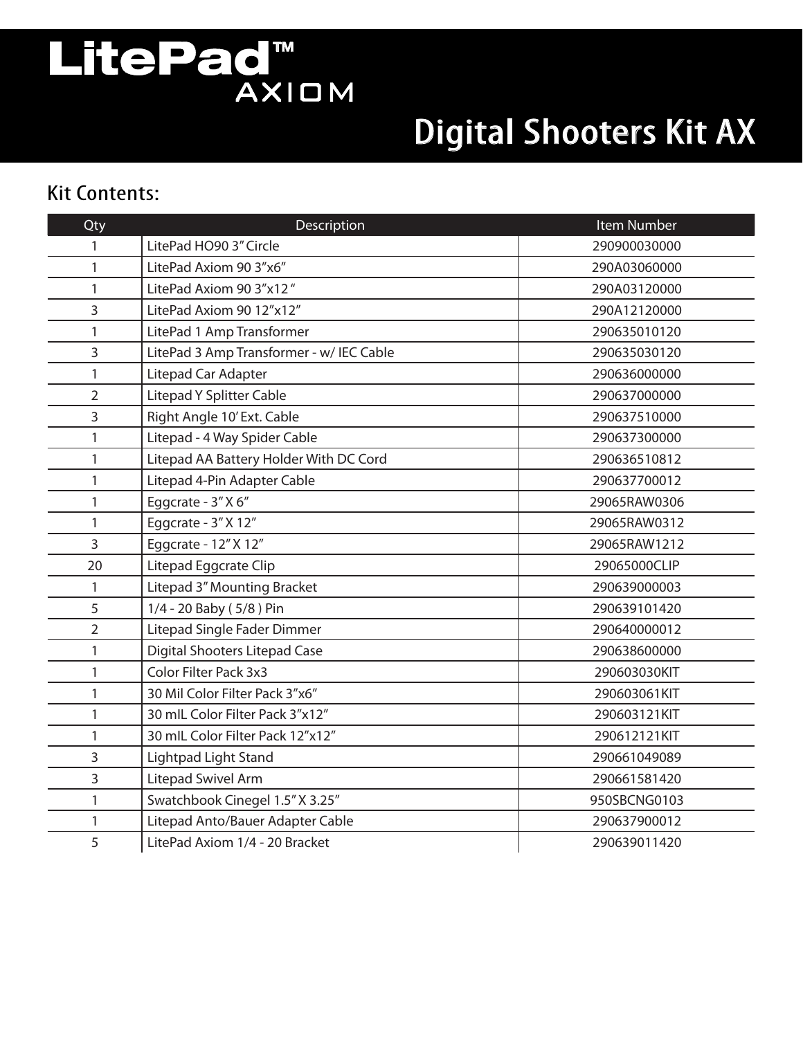# LitePad™ AXIOM

# Digital Shooters Kit AX

## Kit Contents:

| Qty | Description | Item Number |
|---|---|---|
| 1 | LitePad HO90 3" Circle | 290900030000 |
| 1 | LitePad Axiom 90 3"x6" | 290A03060000 |
| 1 | LitePad Axiom 90 3"x12 " | 290A03120000 |
| 3 | LitePad Axiom 90 12"x12" | 290A12120000 |
| 1 | LitePad 1 Amp Transformer | 290635010120 |
| 3 | LitePad 3 Amp Transformer - w/ IEC Cable | 290635030120 |
| 1 | Litepad Car Adapter | 290636000000 |
| 2 | Litepad Y Splitter Cable | 290637000000 |
| 3 | Right Angle 10' Ext. Cable | 290637510000 |
| 1 | Litepad - 4 Way Spider Cable | 290637300000 |
| 1 | Litepad AA Battery Holder With DC Cord | 290636510812 |
| 1 | Litepad 4-Pin Adapter Cable | 290637700012 |
| 1 | Eggcrate - 3" X 6" | 29065RAW0306 |
| 1 | Eggcrate - 3" X 12" | 29065RAW0312 |
| 3 | Eggcrate - 12" X 12" | 29065RAW1212 |
| 20 | Litepad Eggcrate Clip | 29065000CLIP |
| 1 | Litepad 3" Mounting Bracket | 290639000003 |
| 5 | 1/4 - 20 Baby ( 5/8 ) Pin | 290639101420 |
| 2 | Litepad Single Fader Dimmer | 290640000012 |
| 1 | Digital Shooters Litepad Case | 290638600000 |
| 1 | Color Filter Pack 3x3 | 290603030KIT |
| 1 | 30 Mil Color Filter Pack 3"x6" | 290603061KIT |
| 1 | 30 mIL Color Filter Pack 3"x12" | 290603121KIT |
| 1 | 30 mIL Color Filter Pack 12"x12" | 290612121KIT |
| 3 | Lightpad Light Stand | 290661049089 |
| 3 | Litepad Swivel Arm | 290661581420 |
| 1 | Swatchbook Cinegel 1.5" X 3.25" | 950SBCNG0103 |
| 1 | Litepad Anto/Bauer Adapter Cable | 290637900012 |
| 5 | LitePad Axiom 1/4 - 20 Bracket | 290639011420 |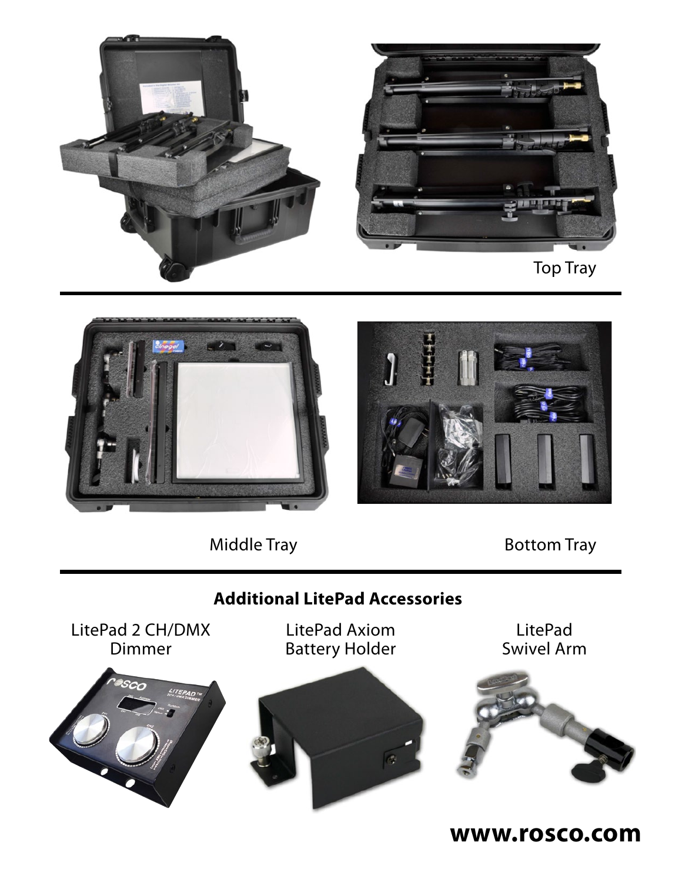Top Tray

Middle Tray

Bottom Tray

## Additional LitePad Accessories

LitePad 2 CH/DMX Dimmer

LitePad Axiom Battery Holder

LitePad Swivel Arm

**www.rosco.com**